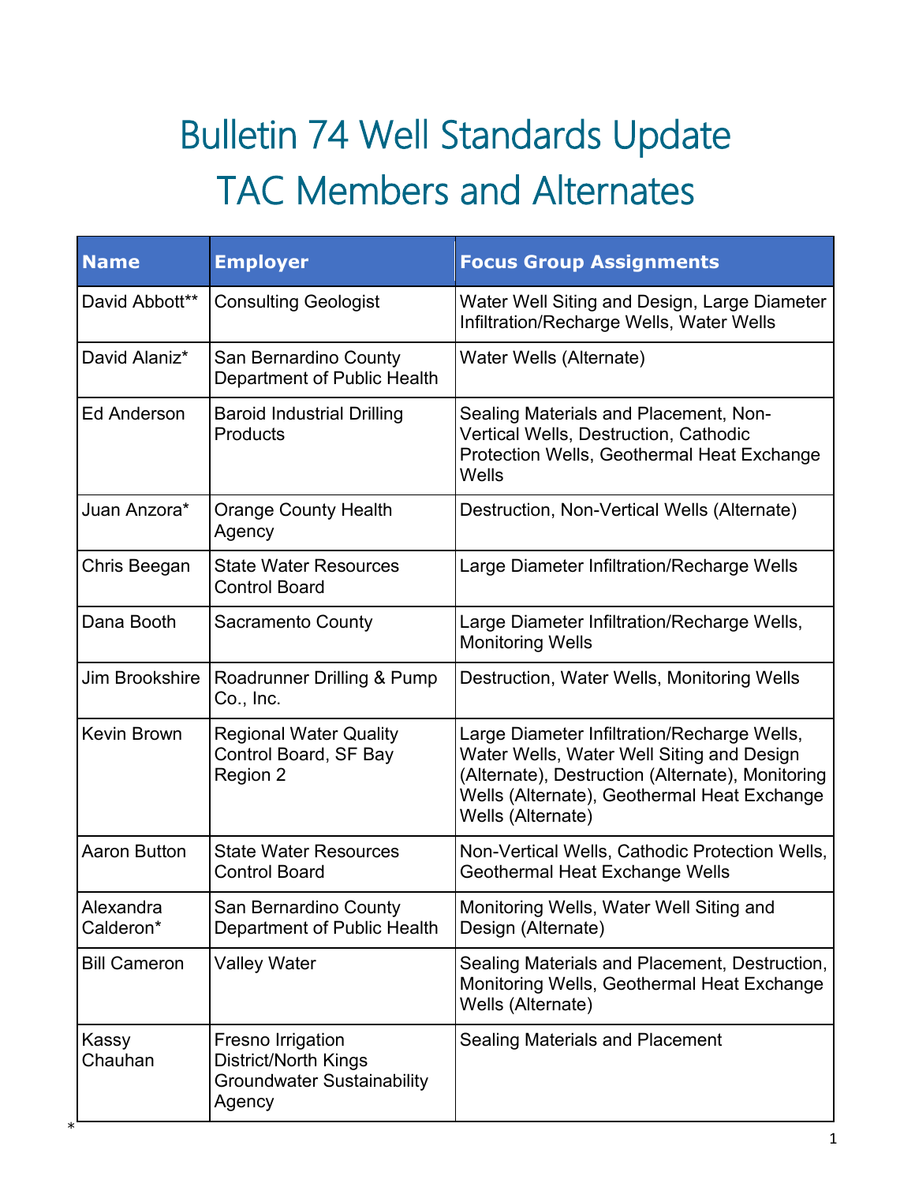# Bulletin 74 Well Standards Update
# TAC Members and Alternates

| Name | Employer | Focus Group Assignments |
| --- | --- | --- |
| David Abbott** | Consulting Geologist | Water Well Siting and Design, Large Diameter Infiltration/Recharge Wells, Water Wells |
| David Alaniz* | San Bernardino County Department of Public Health | Water Wells (Alternate) |
| Ed Anderson | Baroid Industrial Drilling Products | Sealing Materials and Placement, Non-Vertical Wells, Destruction, Cathodic Protection Wells, Geothermal Heat Exchange Wells |
| Juan Anzora* | Orange County Health Agency | Destruction, Non-Vertical Wells (Alternate) |
| Chris Beegan | State Water Resources Control Board | Large Diameter Infiltration/Recharge Wells |
| Dana Booth | Sacramento County | Large Diameter Infiltration/Recharge Wells, Monitoring Wells |
| Jim Brookshire | Roadrunner Drilling & Pump Co., Inc. | Destruction, Water Wells, Monitoring Wells |
| Kevin Brown | Regional Water Quality Control Board, SF Bay Region 2 | Large Diameter Infiltration/Recharge Wells, Water Wells, Water Well Siting and Design (Alternate), Destruction (Alternate), Monitoring Wells (Alternate), Geothermal Heat Exchange Wells (Alternate) |
| Aaron Button | State Water Resources Control Board | Non-Vertical Wells, Cathodic Protection Wells, Geothermal Heat Exchange Wells |
| Alexandra Calderon* | San Bernardino County Department of Public Health | Monitoring Wells, Water Well Siting and Design (Alternate) |
| Bill Cameron | Valley Water | Sealing Materials and Placement, Destruction, Monitoring Wells, Geothermal Heat Exchange Wells (Alternate) |
| Kassy Chauhan | Fresno Irrigation District/North Kings Groundwater Sustainability Agency | Sealing Materials and Placement |

*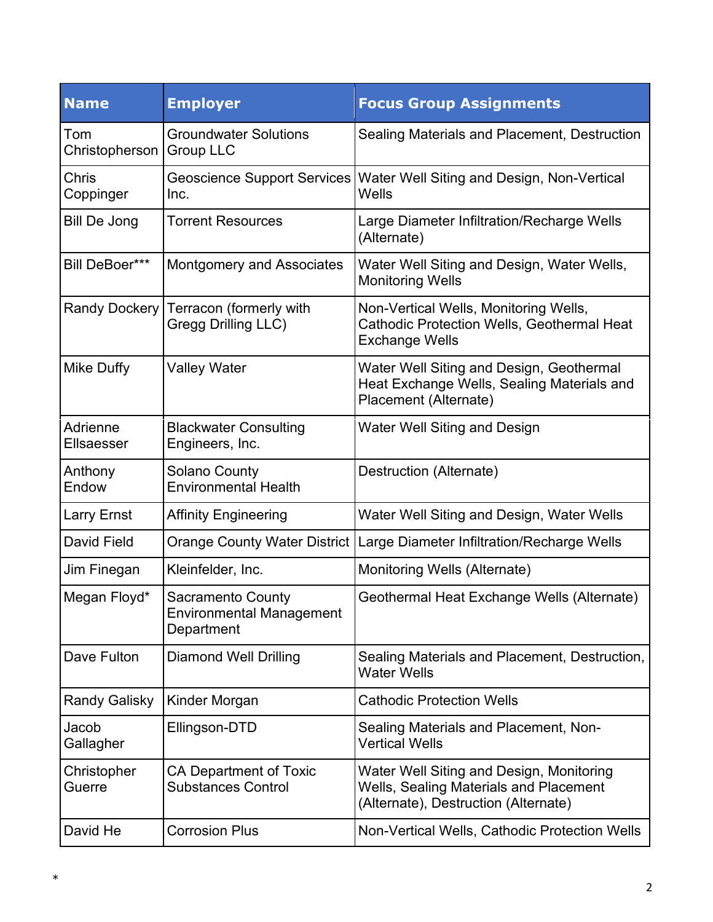| Name | Employer | Focus Group Assignments |
| --- | --- | --- |
| Tom Christopherson | Groundwater Solutions Group LLC | Sealing Materials and Placement, Destruction |
| Chris Coppinger | Geoscience Support Services Inc. | Water Well Siting and Design, Non-Vertical Wells |
| Bill De Jong | Torrent Resources | Large Diameter Infiltration/Recharge Wells (Alternate) |
| Bill DeBoer*** | Montgomery and Associates | Water Well Siting and Design, Water Wells, Monitoring Wells |
| Randy Dockery | Terracon (formerly with Gregg Drilling LLC) | Non-Vertical Wells, Monitoring Wells, Cathodic Protection Wells, Geothermal Heat Exchange Wells |
| Mike Duffy | Valley Water | Water Well Siting and Design, Geothermal Heat Exchange Wells, Sealing Materials and Placement (Alternate) |
| Adrienne Ellsaesser | Blackwater Consulting Engineers, Inc. | Water Well Siting and Design |
| Anthony Endow | Solano County Environmental Health | Destruction (Alternate) |
| Larry Ernst | Affinity Engineering | Water Well Siting and Design, Water Wells |
| David Field | Orange County Water District | Large Diameter Infiltration/Recharge Wells |
| Jim Finegan | Kleinfelder, Inc. | Monitoring Wells (Alternate) |
| Megan Floyd* | Sacramento County Environmental Management Department | Geothermal Heat Exchange Wells (Alternate) |
| Dave Fulton | Diamond Well Drilling | Sealing Materials and Placement, Destruction, Water Wells |
| Randy Galisky | Kinder Morgan | Cathodic Protection Wells |
| Jacob Gallagher | Ellingson-DTD | Sealing Materials and Placement, Non-Vertical Wells |
| Christopher Guerre | CA Department of Toxic Substances Control | Water Well Siting and Design, Monitoring Wells, Sealing Materials and Placement (Alternate), Destruction (Alternate) |
| David He | Corrosion Plus | Non-Vertical Wells, Cathodic Protection Wells |

*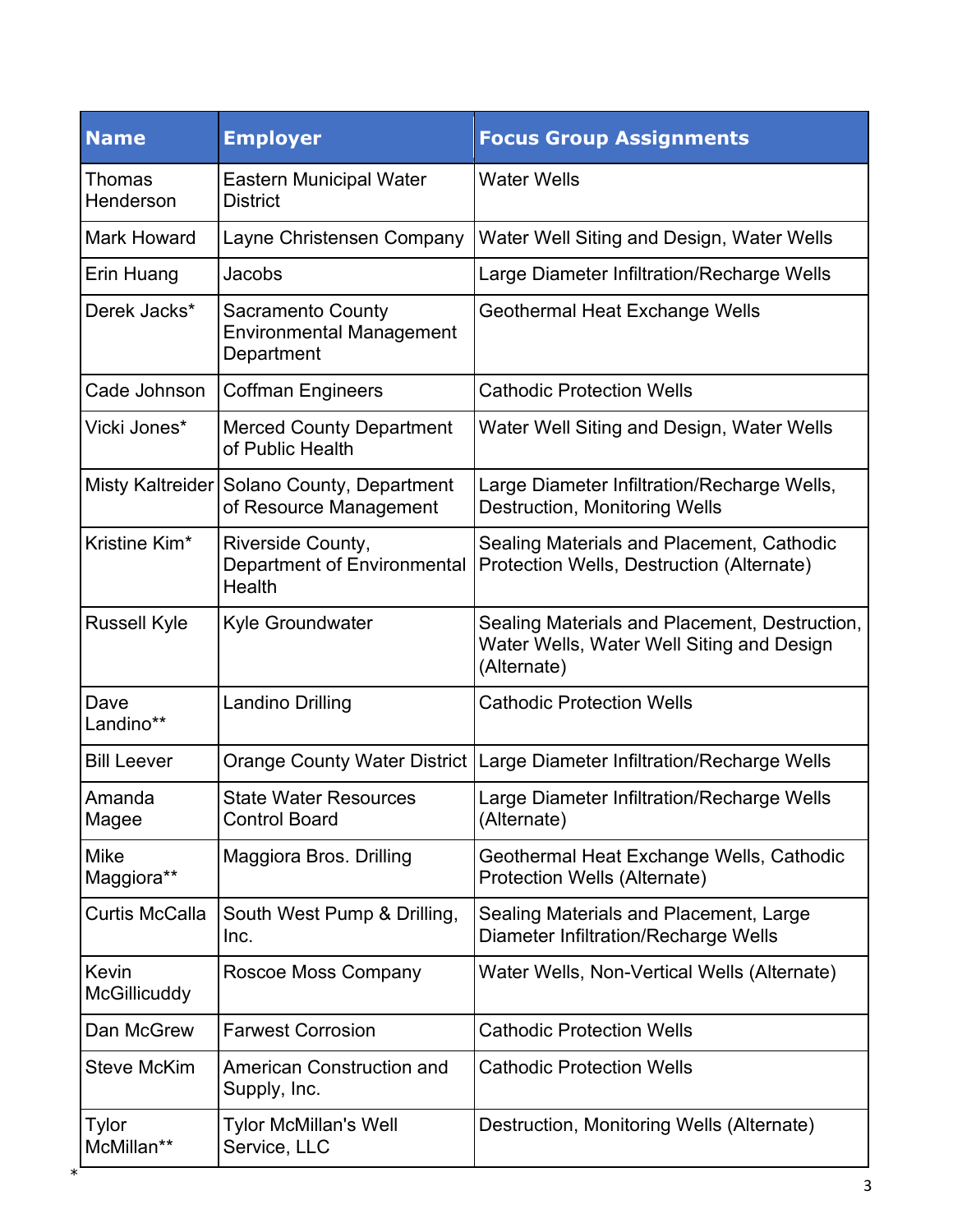| Name | Employer | Focus Group Assignments |
| --- | --- | --- |
| Thomas Henderson | Eastern Municipal Water District | Water Wells |
| Mark Howard | Layne Christensen Company | Water Well Siting and Design, Water Wells |
| Erin Huang | Jacobs | Large Diameter Infiltration/Recharge Wells |
| Derek Jacks* | Sacramento County Environmental Management Department | Geothermal Heat Exchange Wells |
| Cade Johnson | Coffman Engineers | Cathodic Protection Wells |
| Vicki Jones* | Merced County Department of Public Health | Water Well Siting and Design, Water Wells |
| Misty Kaltreider | Solano County, Department of Resource Management | Large Diameter Infiltration/Recharge Wells, Destruction, Monitoring Wells |
| Kristine Kim* | Riverside County, Department of Environmental Health | Sealing Materials and Placement, Cathodic Protection Wells, Destruction (Alternate) |
| Russell Kyle | Kyle Groundwater | Sealing Materials and Placement, Destruction, Water Wells, Water Well Siting and Design (Alternate) |
| Dave Landino** | Landino Drilling | Cathodic Protection Wells |
| Bill Leever | Orange County Water District | Large Diameter Infiltration/Recharge Wells |
| Amanda Magee | State Water Resources Control Board | Large Diameter Infiltration/Recharge Wells (Alternate) |
| Mike Maggiora** | Maggiora Bros. Drilling | Geothermal Heat Exchange Wells, Cathodic Protection Wells (Alternate) |
| Curtis McCalla | South West Pump & Drilling, Inc. | Sealing Materials and Placement, Large Diameter Infiltration/Recharge Wells |
| Kevin McGillicuddy | Roscoe Moss Company | Water Wells, Non-Vertical Wells (Alternate) |
| Dan McGrew | Farwest Corrosion | Cathodic Protection Wells |
| Steve McKim | American Construction and Supply, Inc. | Cathodic Protection Wells |
| Tylor McMillan** | Tylor McMillan's Well Service, LLC | Destruction, Monitoring Wells (Alternate) |

*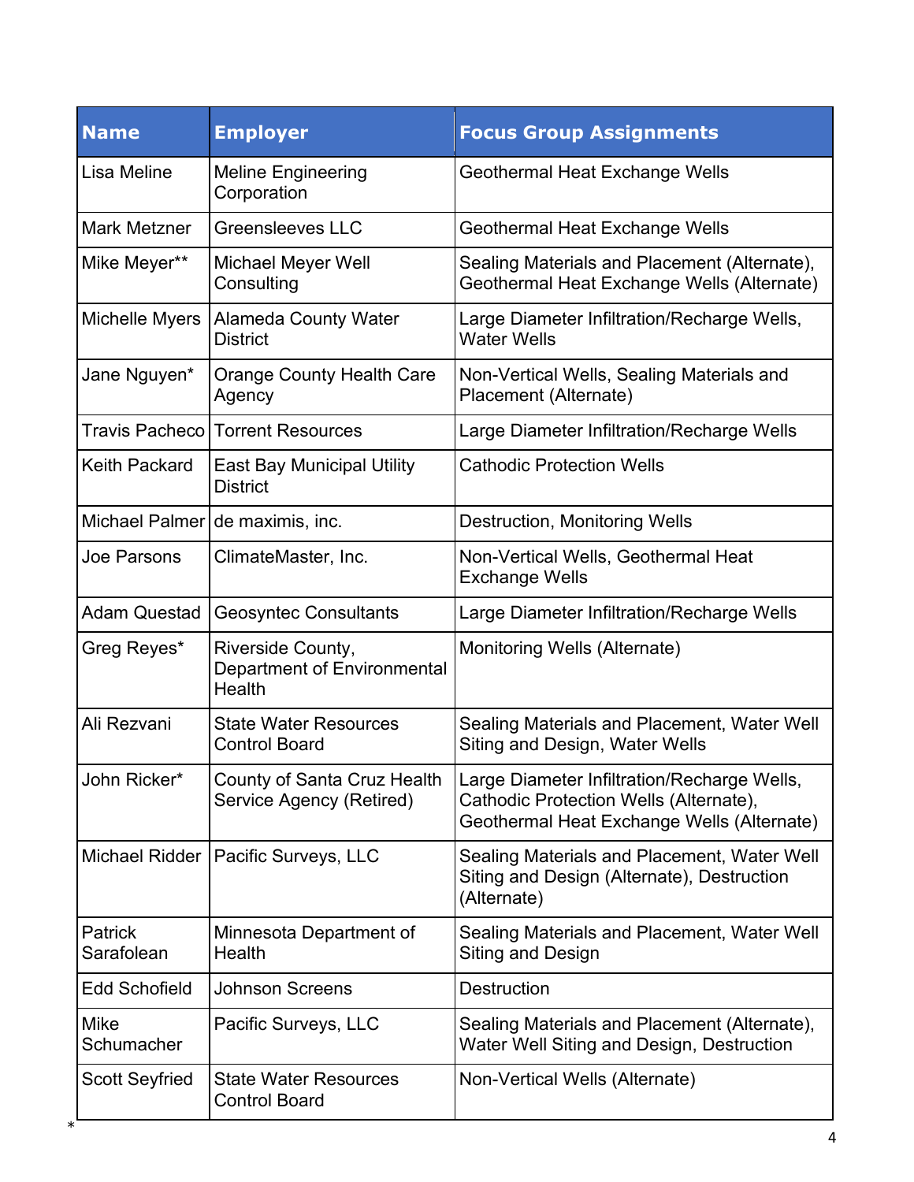| Name | Employer | Focus Group Assignments |
|---|---|---|
| Lisa Meline | Meline Engineering Corporation | Geothermal Heat Exchange Wells |
| Mark Metzner | Greensleeves LLC | Geothermal Heat Exchange Wells |
| Mike Meyer** | Michael Meyer Well Consulting | Sealing Materials and Placement (Alternate), Geothermal Heat Exchange Wells (Alternate) |
| Michelle Myers | Alameda County Water District | Large Diameter Infiltration/Recharge Wells, Water Wells |
| Jane Nguyen* | Orange County Health Care Agency | Non-Vertical Wells, Sealing Materials and Placement (Alternate) |
| Travis Pacheco | Torrent Resources | Large Diameter Infiltration/Recharge Wells |
| Keith Packard | East Bay Municipal Utility District | Cathodic Protection Wells |
| Michael Palmer | de maximis, inc. | Destruction, Monitoring Wells |
| Joe Parsons | ClimateMaster, Inc. | Non-Vertical Wells, Geothermal Heat Exchange Wells |
| Adam Questad | Geosyntec Consultants | Large Diameter Infiltration/Recharge Wells |
| Greg Reyes* | Riverside County, Department of Environmental Health | Monitoring Wells (Alternate) |
| Ali Rezvani | State Water Resources Control Board | Sealing Materials and Placement, Water Well Siting and Design, Water Wells |
| John Ricker* | County of Santa Cruz Health Service Agency (Retired) | Large Diameter Infiltration/Recharge Wells, Cathodic Protection Wells (Alternate), Geothermal Heat Exchange Wells (Alternate) |
| Michael Ridder | Pacific Surveys, LLC | Sealing Materials and Placement, Water Well Siting and Design (Alternate), Destruction (Alternate) |
| Patrick Sarafolean | Minnesota Department of Health | Sealing Materials and Placement, Water Well Siting and Design |
| Edd Schofield | Johnson Screens | Destruction |
| Mike Schumacher | Pacific Surveys, LLC | Sealing Materials and Placement (Alternate), Water Well Siting and Design, Destruction |
| Scott Seyfried | State Water Resources Control Board | Non-Vertical Wells (Alternate) |

*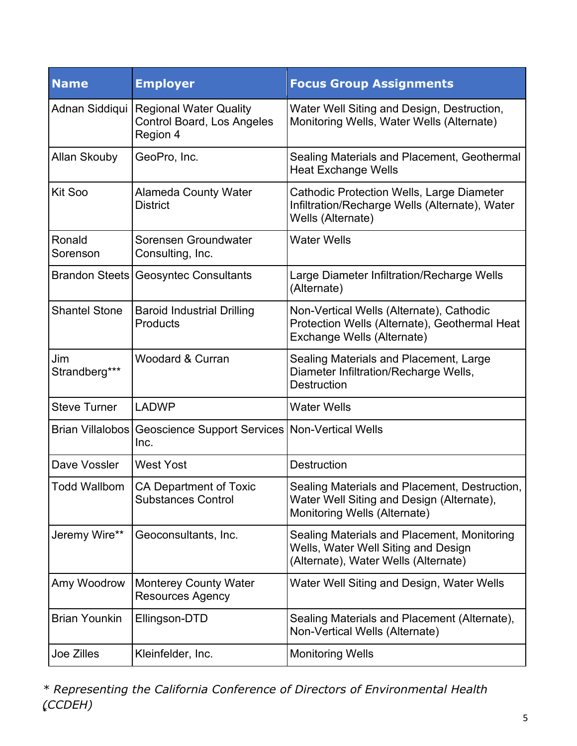| Name | Employer | Focus Group Assignments |
| --- | --- | --- |
| Adnan Siddiqui | Regional Water Quality Control Board, Los Angeles Region 4 | Water Well Siting and Design, Destruction, Monitoring Wells, Water Wells (Alternate) |
| Allan Skouby | GeoPro, Inc. | Sealing Materials and Placement, Geothermal Heat Exchange Wells |
| Kit Soo | Alameda County Water District | Cathodic Protection Wells, Large Diameter Infiltration/Recharge Wells (Alternate), Water Wells (Alternate) |
| Ronald Sorenson | Sorensen Groundwater Consulting, Inc. | Water Wells |
| Brandon Steets | Geosyntec Consultants | Large Diameter Infiltration/Recharge Wells (Alternate) |
| Shantel Stone | Baroid Industrial Drilling Products | Non-Vertical Wells (Alternate), Cathodic Protection Wells (Alternate), Geothermal Heat Exchange Wells (Alternate) |
| Jim Strandberg*** | Woodard & Curran | Sealing Materials and Placement, Large Diameter Infiltration/Recharge Wells, Destruction |
| Steve Turner | LADWP | Water Wells |
| Brian Villalobos | Geoscience Support Services Inc. | Non-Vertical Wells |
| Dave Vossler | West Yost | Destruction |
| Todd Wallbom | CA Department of Toxic Substances Control | Sealing Materials and Placement, Destruction, Water Well Siting and Design (Alternate), Monitoring Wells (Alternate) |
| Jeremy Wire** | Geoconsultants, Inc. | Sealing Materials and Placement, Monitoring Wells, Water Well Siting and Design (Alternate), Water Wells (Alternate) |
| Amy Woodrow | Monterey County Water Resources Agency | Water Well Siting and Design, Water Wells |
| Brian Younkin | Ellingson-DTD | Sealing Materials and Placement (Alternate), Non-Vertical Wells (Alternate) |
| Joe Zilles | Kleinfelder, Inc. | Monitoring Wells |

*\* Representing the California Conference of Directors of Environmental Health (CCDEH)*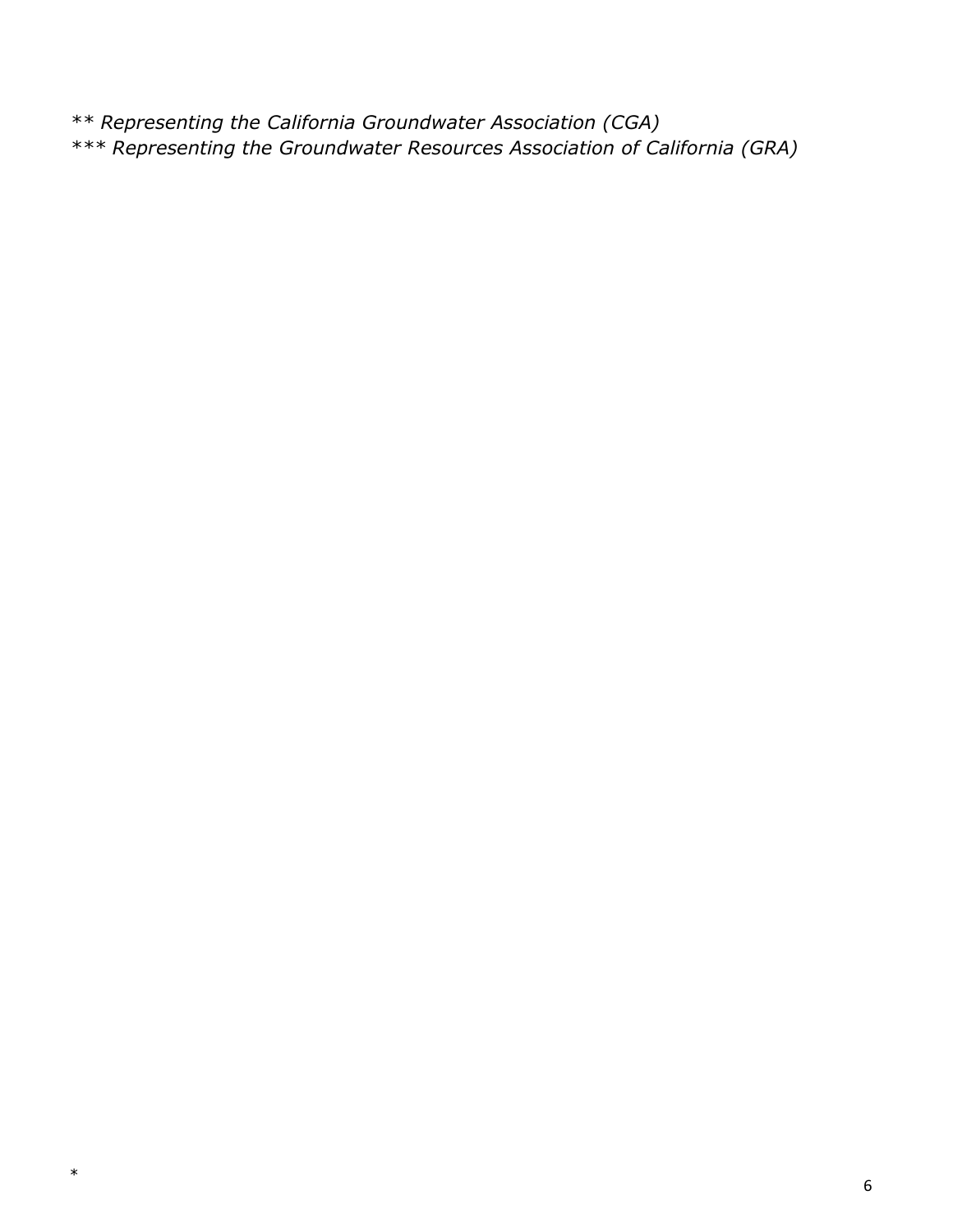** *Representing the California Groundwater Association (CGA)*

*** *Representing the Groundwater Resources Association of California (GRA)*

*